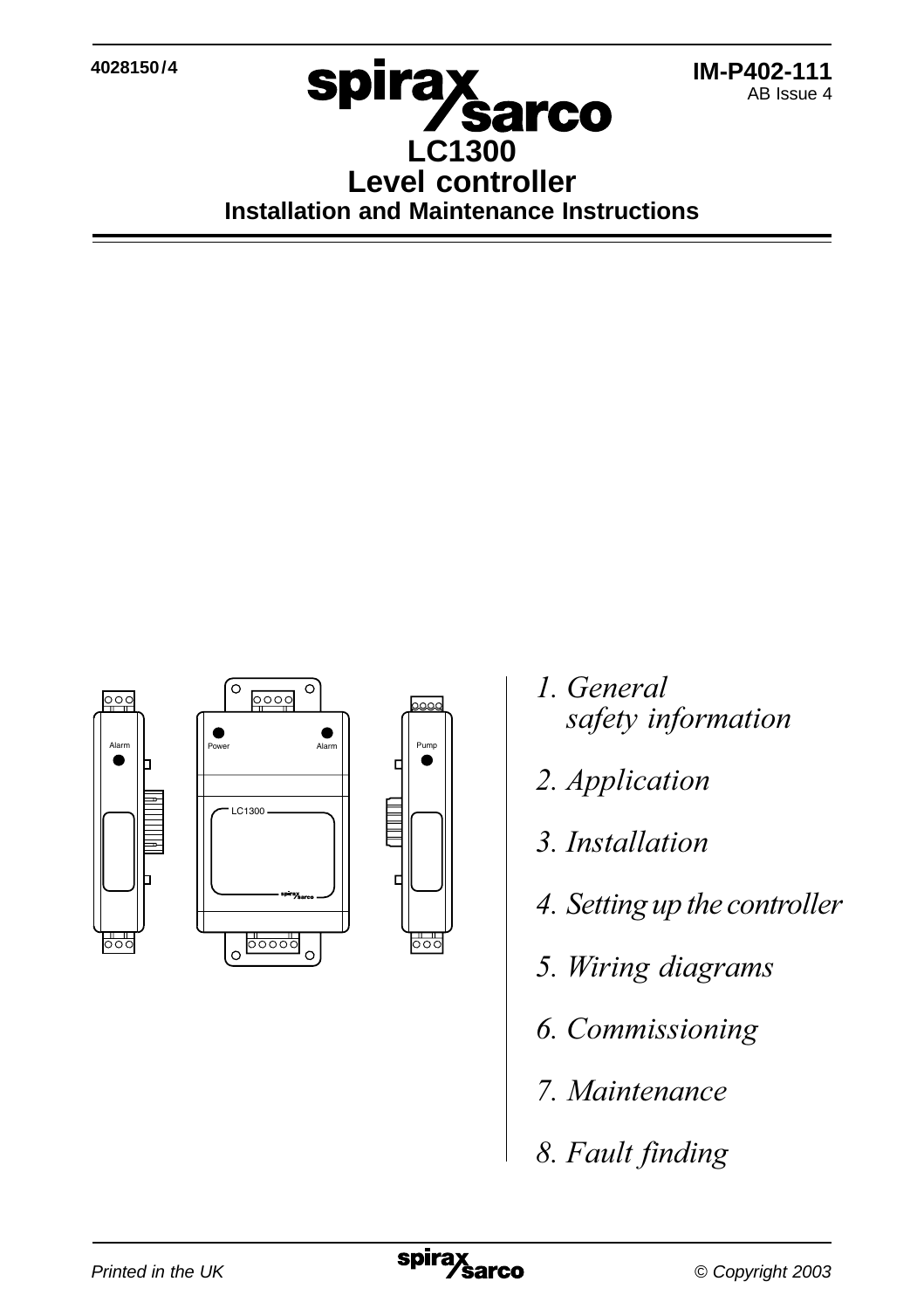4028150/4

**IM-P402-111**
AB Issue 4

# LC1300
# Level controller
## Installation and Maintenance Instructions

*1. General safety information*

*2. Application*

*3. Installation*

*4. Setting up the controller*

*5. Wiring diagrams*

*6. Commissioning*

*7. Maintenance*

*8. Fault finding*

*Printed in the UK* *© Copyright 2003*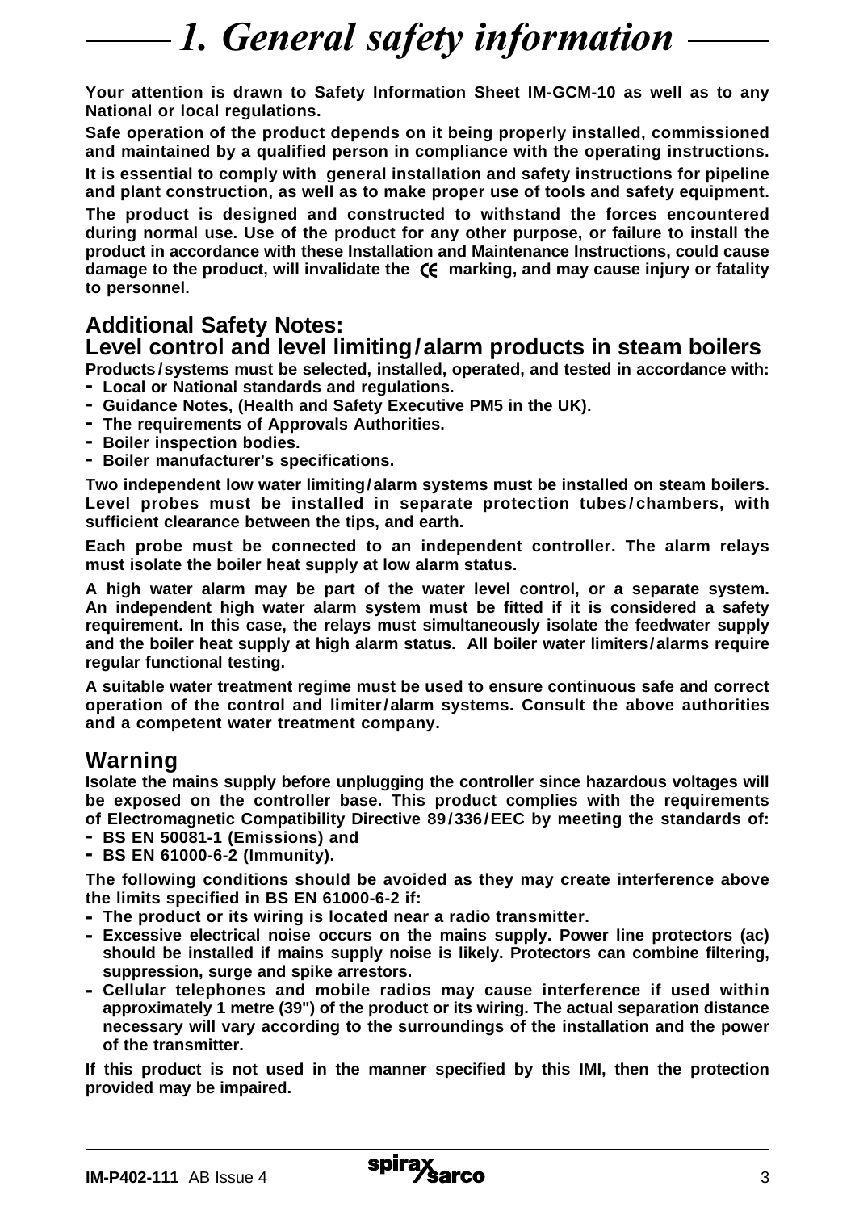# 1. General safety information

**Your attention is drawn to Safety Information Sheet IM-GCM-10 as well as to any National or local regulations.**

**Safe operation of the product depends on it being properly installed, commissioned and maintained by a qualified person in compliance with the operating instructions.**

**It is essential to comply with general installation and safety instructions for pipeline and plant construction, as well as to make proper use of tools and safety equipment.**

**The product is designed and constructed to withstand the forces encountered during normal use. Use of the product for any other purpose, or failure to install the product in accordance with these Installation and Maintenance Instructions, could cause damage to the product, will invalidate the CE marking, and may cause injury or fatality to personnel.**

## Additional Safety Notes:
## Level control and level limiting/alarm products in steam boilers

**Products/systems must be selected, installed, operated, and tested in accordance with:**

- **Local or National standards and regulations.**
- **Guidance Notes, (Health and Safety Executive PM5 in the UK).**
- **The requirements of Approvals Authorities.**
- **Boiler inspection bodies.**
- **Boiler manufacturer's specifications.**

**Two independent low water limiting/alarm systems must be installed on steam boilers. Level probes must be installed in separate protection tubes/chambers, with sufficient clearance between the tips, and earth.**

**Each probe must be connected to an independent controller. The alarm relays must isolate the boiler heat supply at low alarm status.**

**A high water alarm may be part of the water level control, or a separate system. An independent high water alarm system must be fitted if it is considered a safety requirement. In this case, the relays must simultaneously isolate the feedwater supply and the boiler heat supply at high alarm status. All boiler water limiters/alarms require regular functional testing.**

**A suitable water treatment regime must be used to ensure continuous safe and correct operation of the control and limiter/alarm systems. Consult the above authorities and a competent water treatment company.**

## Warning

**Isolate the mains supply before unplugging the controller since hazardous voltages will be exposed on the controller base. This product complies with the requirements of Electromagnetic Compatibility Directive 89/336/EEC by meeting the standards of:**

- **BS EN 50081-1 (Emissions) and**
- **BS EN 61000-6-2 (Immunity).**

**The following conditions should be avoided as they may create interference above the limits specified in BS EN 61000-6-2 if:**

- **The product or its wiring is located near a radio transmitter.**
- **Excessive electrical noise occurs on the mains supply. Power line protectors (ac) should be installed if mains supply noise is likely. Protectors can combine filtering, suppression, surge and spike arrestors.**
- **Cellular telephones and mobile radios may cause interference if used within approximately 1 metre (39") of the product or its wiring. The actual separation distance necessary will vary according to the surroundings of the installation and the power of the transmitter.**

**If this product is not used in the manner specified by this IMI, then the protection provided may be impaired.**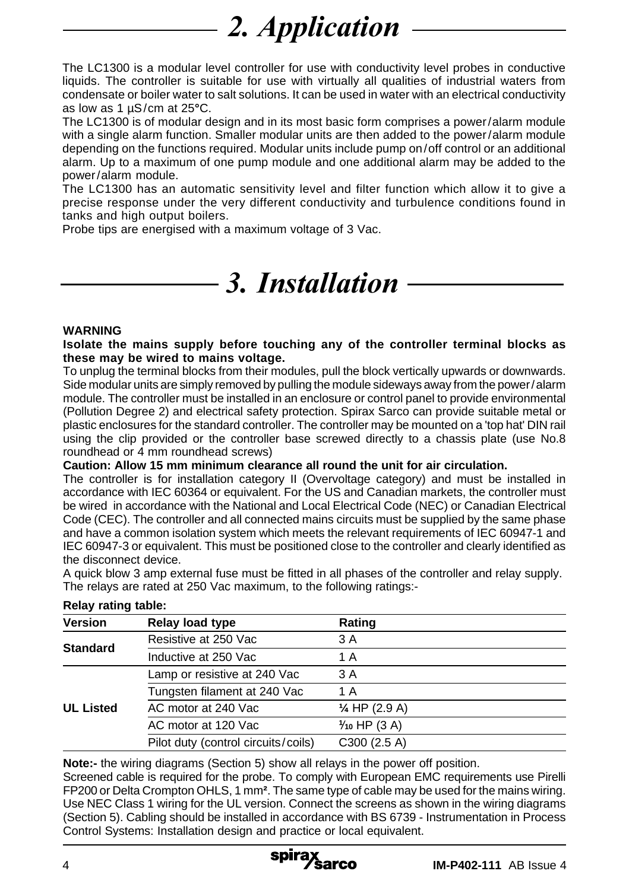# 2. Application

The LC1300 is a modular level controller for use with conductivity level probes in conductive liquids. The controller is suitable for use with virtually all qualities of industrial waters from condensate or boiler water to salt solutions. It can be used in water with an electrical conductivity as low as 1 µS/cm at 25°C.

The LC1300 is of modular design and in its most basic form comprises a power/alarm module with a single alarm function. Smaller modular units are then added to the power/alarm module depending on the functions required. Modular units include pump on/off control or an additional alarm. Up to a maximum of one pump module and one additional alarm may be added to the power/alarm module.

The LC1300 has an automatic sensitivity level and filter function which allow it to give a precise response under the very different conductivity and turbulence conditions found in tanks and high output boilers.

Probe tips are energised with a maximum voltage of 3 Vac.

# 3. Installation

**WARNING**

**Isolate the mains supply before touching any of the controller terminal blocks as these may be wired to mains voltage.**

To unplug the terminal blocks from their modules, pull the block vertically upwards or downwards. Side modular units are simply removed by pulling the module sideways away from the power/alarm module. The controller must be installed in an enclosure or control panel to provide environmental (Pollution Degree 2) and electrical safety protection. Spirax Sarco can provide suitable metal or plastic enclosures for the standard controller. The controller may be mounted on a 'top hat' DIN rail using the clip provided or the controller base screwed directly to a chassis plate (use No.8 roundhead or 4 mm roundhead screws)

**Caution: Allow 15 mm minimum clearance all round the unit for air circulation.**

The controller is for installation category II (Overvoltage category) and must be installed in accordance with IEC 60364 or equivalent. For the US and Canadian markets, the controller must be wired in accordance with the National and Local Electrical Code (NEC) or Canadian Electrical Code (CEC). The controller and all connected mains circuits must be supplied by the same phase and have a common isolation system which meets the relevant requirements of IEC 60947-1 and IEC 60947-3 or equivalent. This must be positioned close to the controller and clearly identified as the disconnect device.

A quick blow 3 amp external fuse must be fitted in all phases of the controller and relay supply.
The relays are rated at 250 Vac maximum, to the following ratings:-

**Relay rating table:**

| Version | Relay load type | Rating |
|---|---|---|
| **Standard** | Resistive at 250 Vac | 3 A |
| | Inductive at 250 Vac | 1 A |
| **UL Listed** | Lamp or resistive at 240 Vac | 3 A |
| | Tungsten filament at 240 Vac | 1 A |
| | AC motor at 240 Vac | ¼ HP (2.9 A) |
| | AC motor at 120 Vac | 1/10 HP (3 A) |
| | Pilot duty (control circuits/coils) | C300 (2.5 A) |

**Note:-** the wiring diagrams (Section 5) show all relays in the power off position.

Screened cable is required for the probe. To comply with European EMC requirements use Pirelli FP200 or Delta Crompton OHLS, 1 mm². The same type of cable may be used for the mains wiring. Use NEC Class 1 wiring for the UL version. Connect the screens as shown in the wiring diagrams (Section 5). Cabling should be installed in accordance with BS 6739 - Instrumentation in Process Control Systems: Installation design and practice or local equivalent.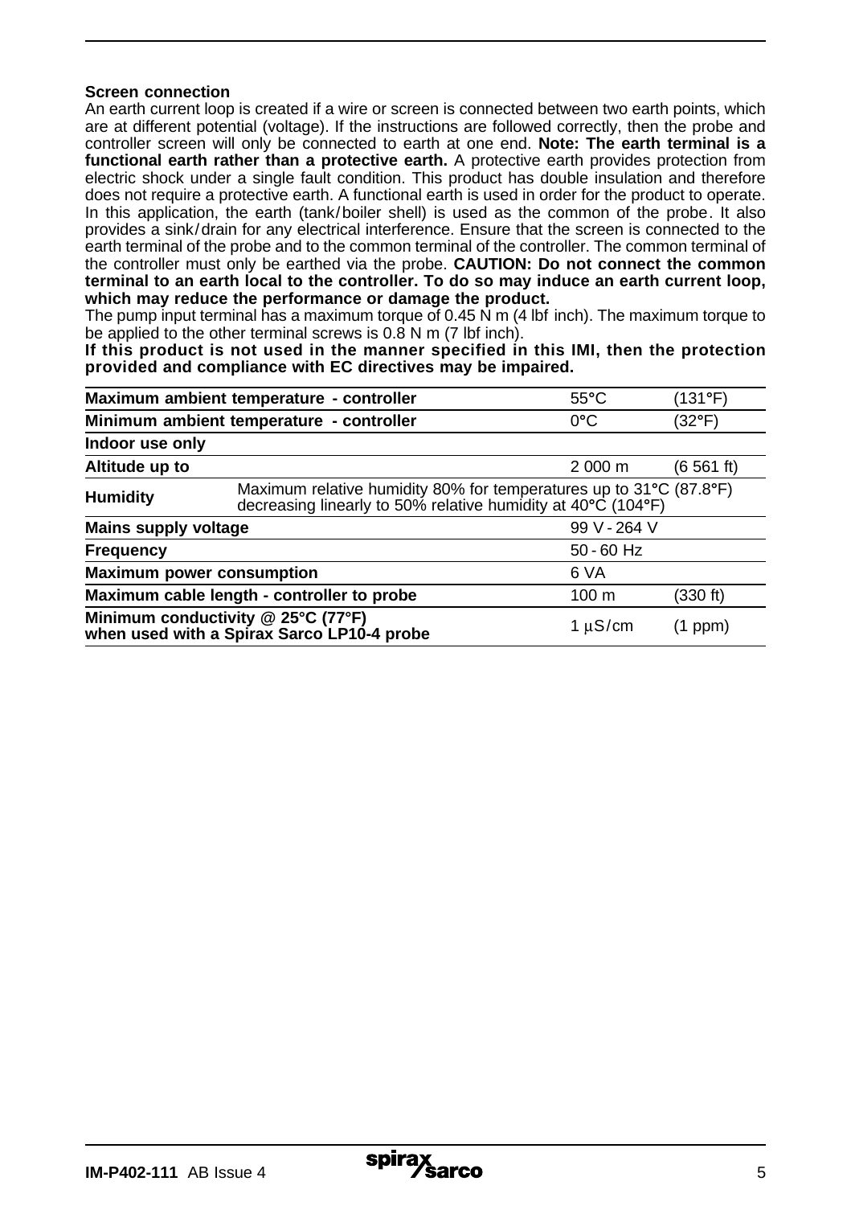**Screen connection**

An earth current loop is created if a wire or screen is connected between two earth points, which are at different potential (voltage). If the instructions are followed correctly, then the probe and controller screen will only be connected to earth at one end. **Note: The earth terminal is a functional earth rather than a protective earth.** A protective earth provides protection from electric shock under a single fault condition. This product has double insulation and therefore does not require a protective earth. A functional earth is used in order for the product to operate. In this application, the earth (tank/boiler shell) is used as the common of the probe. It also provides a sink/drain for any electrical interference. Ensure that the screen is connected to the earth terminal of the probe and to the common terminal of the controller. The common terminal of the controller must only be earthed via the probe. **CAUTION: Do not connect the common terminal to an earth local to the controller. To do so may induce an earth current loop, which may reduce the performance or damage the product.**

The pump input terminal has a maximum torque of 0.45 N m (4 lbf inch). The maximum torque to be applied to the other terminal screws is 0.8 N m (7 lbf inch).

**If this product is not used in the manner specified in this IMI, then the protection provided and compliance with EC directives may be impaired.**

| | | | |
|---|---|---|---|
| **Maximum ambient temperature - controller** | | 55°C | (131°F) |
| **Minimum ambient temperature - controller** | | 0°C | (32°F) |
| **Indoor use only** | | | |
| **Altitude up to** | | 2 000 m | (6 561 ft) |
| **Humidity** | Maximum relative humidity 80% for temperatures up to 31°C (87.8°F) decreasing linearly to 50% relative humidity at 40°C (104°F) | | |
| **Mains supply voltage** | | 99 V - 264 V | |
| **Frequency** | | 50 - 60 Hz | |
| **Maximum power consumption** | | 6 VA | |
| **Maximum cable length - controller to probe** | | 100 m | (330 ft) |
| **Minimum conductivity @ 25°C (77°F) when used with a Spirax Sarco LP10-4 probe** | | 1 μS/cm | (1 ppm) |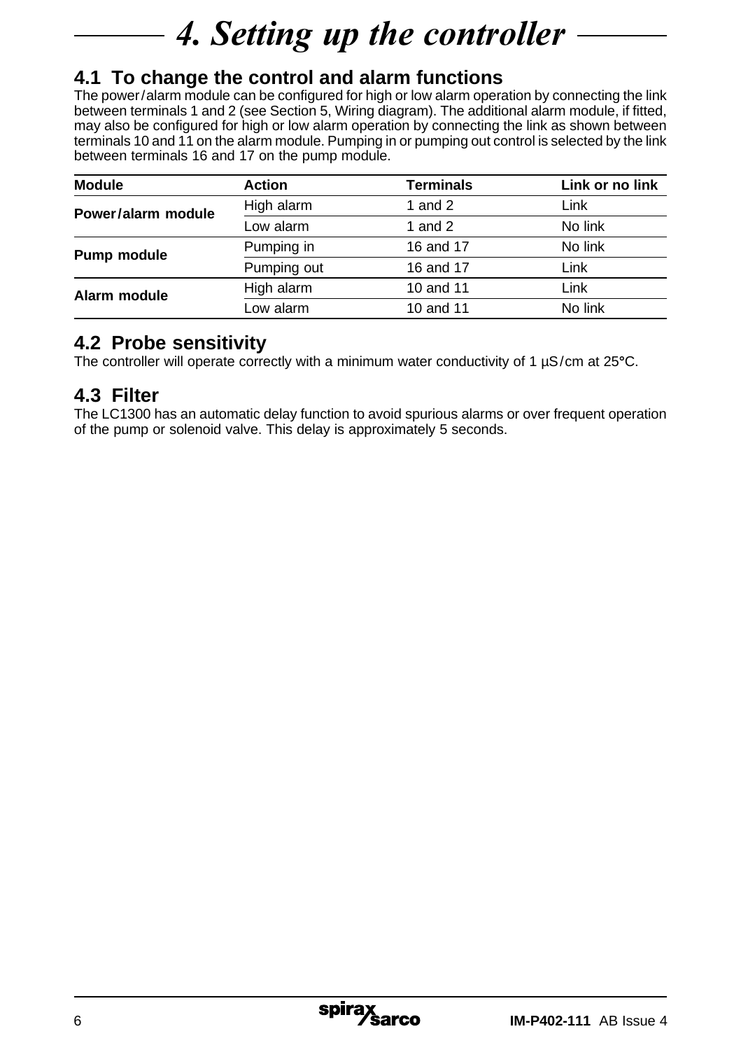# 4. Setting up the controller

## 4.1 To change the control and alarm functions

The power/alarm module can be configured for high or low alarm operation by connecting the link between terminals 1 and 2 (see Section 5, Wiring diagram). The additional alarm module, if fitted, may also be configured for high or low alarm operation by connecting the link as shown between terminals 10 and 11 on the alarm module. Pumping in or pumping out control is selected by the link between terminals 16 and 17 on the pump module.

| Module | Action | Terminals | Link or no link |
|---|---|---|---|
| **Power/alarm module** | High alarm | 1 and 2 | Link |
| | Low alarm | 1 and 2 | No link |
| **Pump module** | Pumping in | 16 and 17 | No link |
| | Pumping out | 16 and 17 | Link |
| **Alarm module** | High alarm | 10 and 11 | Link |
| | Low alarm | 10 and 11 | No link |

## 4.2 Probe sensitivity

The controller will operate correctly with a minimum water conductivity of 1 µS/cm at 25°C.

## 4.3 Filter

The LC1300 has an automatic delay function to avoid spurious alarms or over frequent operation of the pump or solenoid valve. This delay is approximately 5 seconds.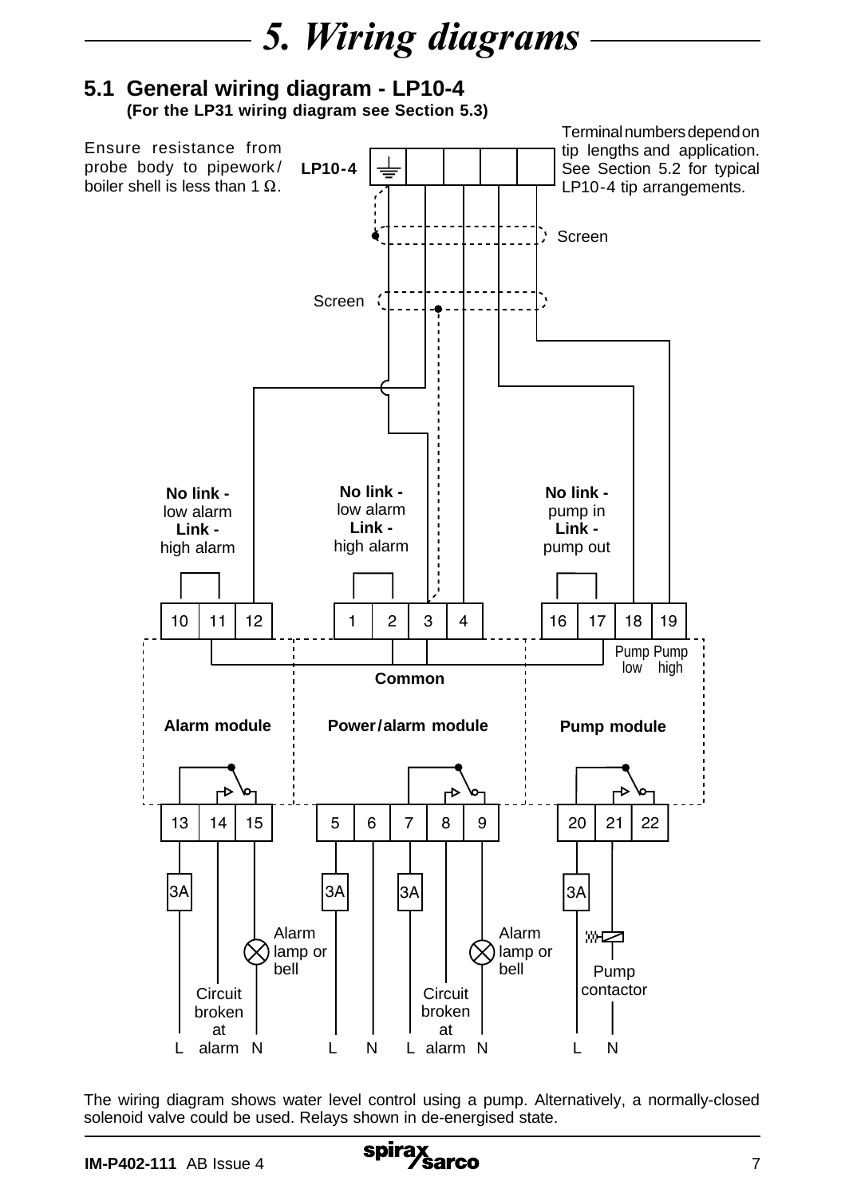# 5. Wiring diagrams

## 5.1 General wiring diagram - LP10-4

**(For the LP31 wiring diagram see Section 5.3)**

Ensure resistance from probe body to pipework/ boiler shell is less than 1 Ω.

**LP10-4**

Terminal numbers depend on tip lengths and application. See Section 5.2 for typical LP10-4 tip arrangements.

Screen

Screen

**No link -** low alarm **Link -** high alarm

**No link -** low alarm **Link -** high alarm

**No link -** pump in **Link -** pump out

10 11 12 | 1 2 3 4 | 16 17 18 19

Pump low | Pump high

**Common**

**Alarm module** | **Power/alarm module** | **Pump module**

13 14 15 | 5 6 7 8 9 | 20 21 22

3A | 3A | 3A | 3A

Alarm lamp or bell | Alarm lamp or bell | Pump contactor

Circuit broken at alarm | Circuit broken at alarm

L alarm N | L N L alarm N | L N

The wiring diagram shows water level control using a pump. Alternatively, a normally-closed solenoid valve could be used. Relays shown in de-energised state.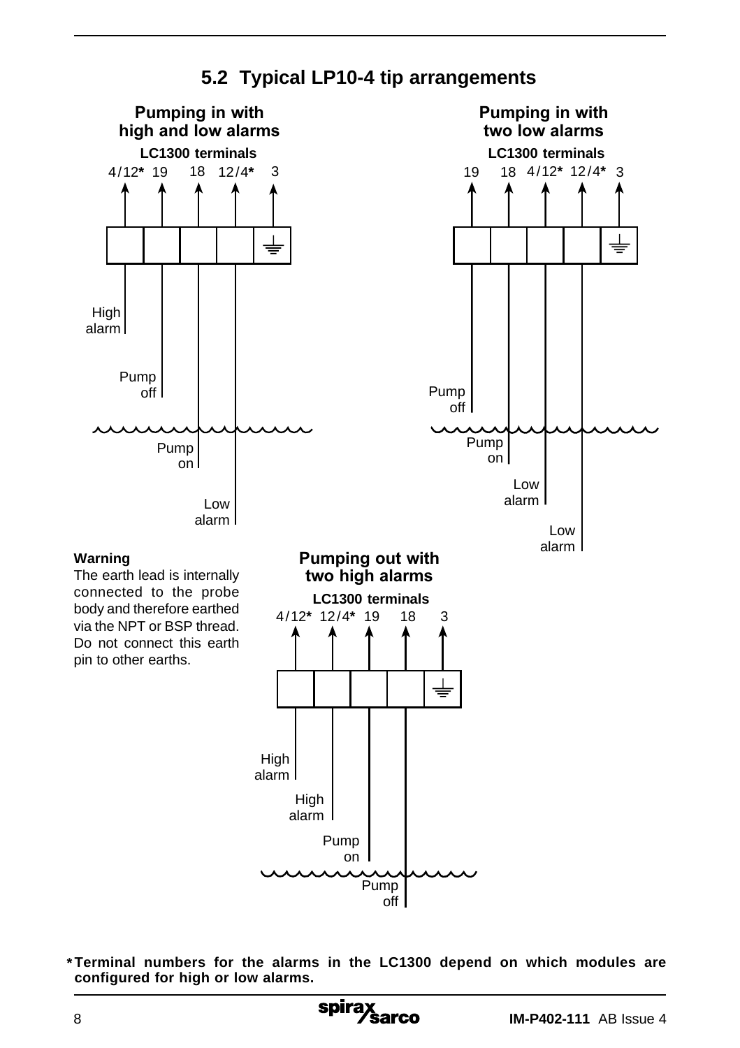## 5.2 Typical LP10-4 tip arrangements

**Pumping in with high and low alarms**

**LC1300 terminals**

4/12**\*** 19 18 12/4**\*** 3

High alarm

Pump off

Pump on

Low alarm

**Pumping in with two low alarms**

**LC1300 terminals**

19 18 4/12**\*** 12/4**\*** 3

Pump off

Pump on

Low alarm

Low alarm

**Warning**

The earth lead is internally connected to the probe body and therefore earthed via the NPT or BSP thread. Do not connect this earth pin to other earths.

**Pumping out with two high alarms**

**LC1300 terminals**

4/12**\*** 12/4**\*** 19 18 3

High alarm

High alarm

Pump on

Pump off

**\*Terminal numbers for the alarms in the LC1300 depend on which modules are configured for high or low alarms.**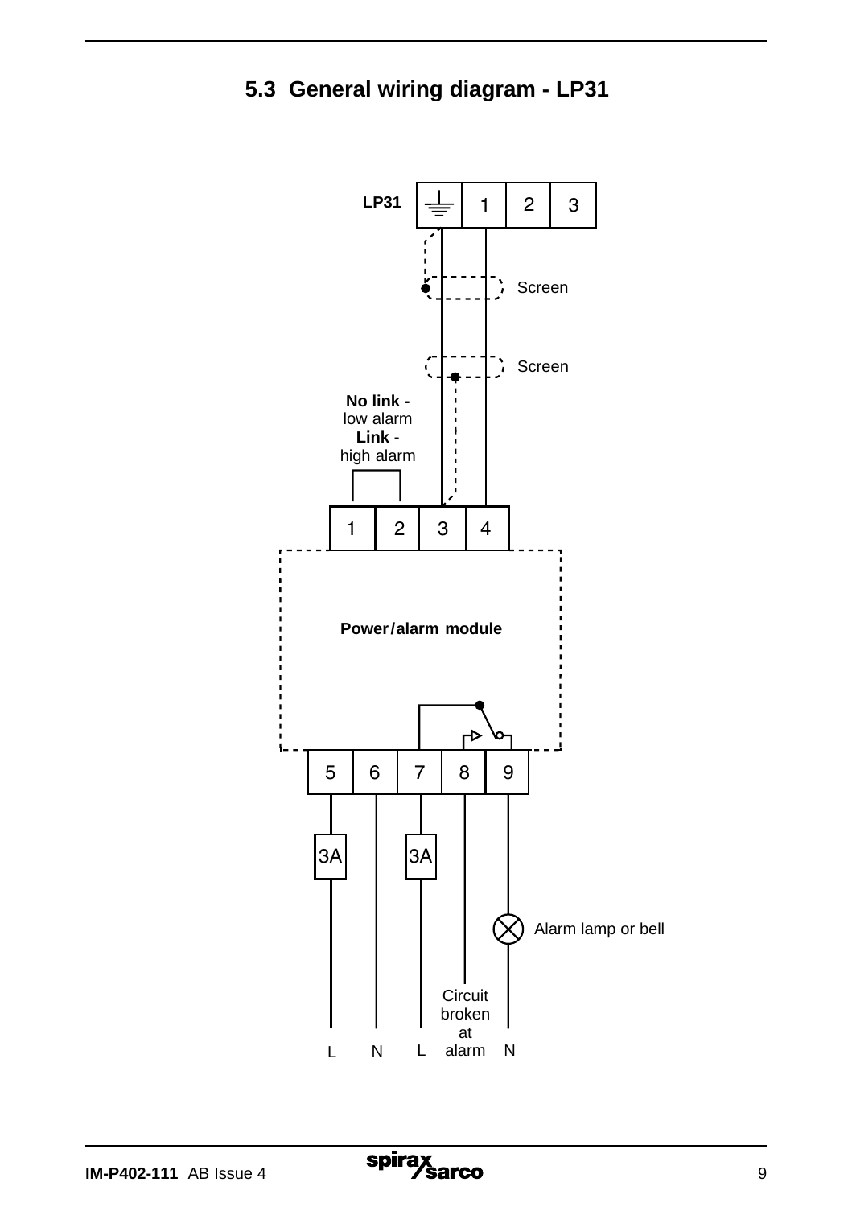## 5.3 General wiring diagram - LP31

LP31

Screen

Screen

**No link -** low alarm
**Link -** high alarm

1 2 3 4

**Power / alarm module**

5 6 7 8 9

3A 3A

Alarm lamp or bell

L N L Circuit broken at alarm N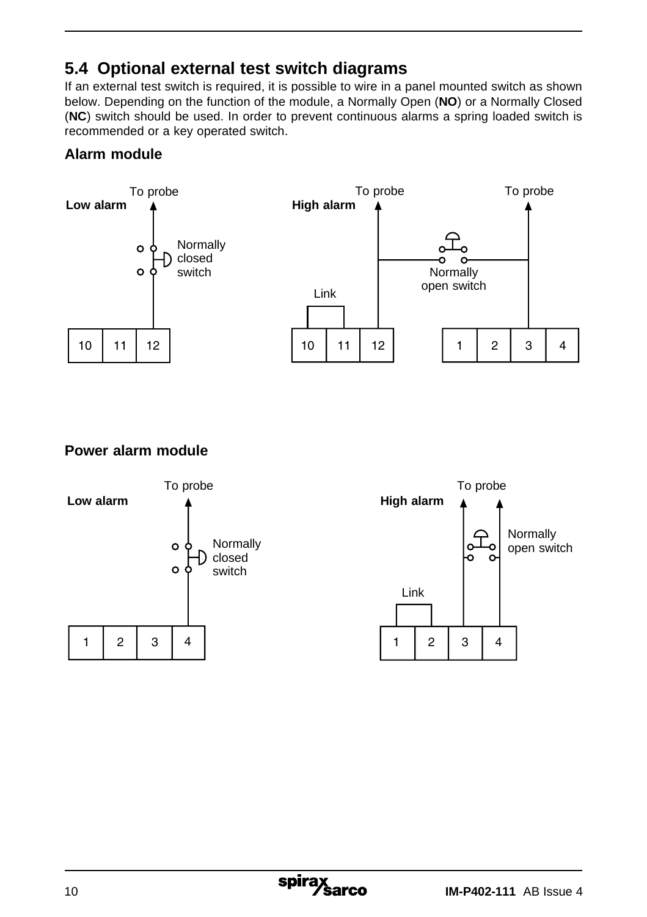## 5.4 Optional external test switch diagrams

If an external test switch is required, it is possible to wire in a panel mounted switch as shown below. Depending on the function of the module, a Normally Open (**NO**) or a Normally Closed (**NC**) switch should be used. In order to prevent continuous alarms a spring loaded switch is recommended or a key operated switch.

### Alarm module

**Low alarm**

To probe

Normally closed switch

10 11 12

**High alarm**

To probe

To probe

Link

Normally open switch

10 11 12

1 2 3 4

### Power alarm module

**Low alarm**

To probe

Normally closed switch

1 2 3 4

**High alarm**

To probe

Normally open switch

Link

1 2 3 4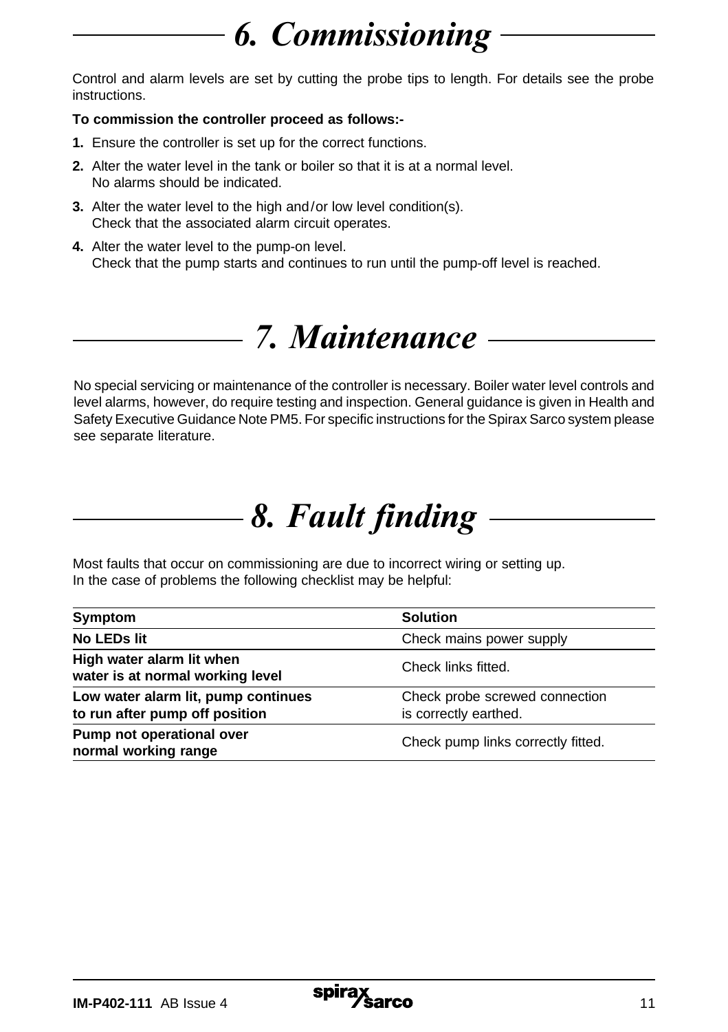# 6. Commissioning

Control and alarm levels are set by cutting the probe tips to length. For details see the probe instructions.

**To commission the controller proceed as follows:-**

1. Ensure the controller is set up for the correct functions.
2. Alter the water level in the tank or boiler so that it is at a normal level.
   No alarms should be indicated.
3. Alter the water level to the high and/or low level condition(s).
   Check that the associated alarm circuit operates.
4. Alter the water level to the pump-on level.
   Check that the pump starts and continues to run until the pump-off level is reached.

# 7. Maintenance

No special servicing or maintenance of the controller is necessary. Boiler water level controls and level alarms, however, do require testing and inspection. General guidance is given in Health and Safety Executive Guidance Note PM5. For specific instructions for the Spirax Sarco system please see separate literature.

# 8. Fault finding

Most faults that occur on commissioning are due to incorrect wiring or setting up.
In the case of problems the following checklist may be helpful:

| Symptom | Solution |
|---|---|
| **No LEDs lit** | Check mains power supply |
| **High water alarm lit when water is at normal working level** | Check links fitted. |
| **Low water alarm lit, pump continues to run after pump off position** | Check probe screwed connection is correctly earthed. |
| **Pump not operational over normal working range** | Check pump links correctly fitted. |